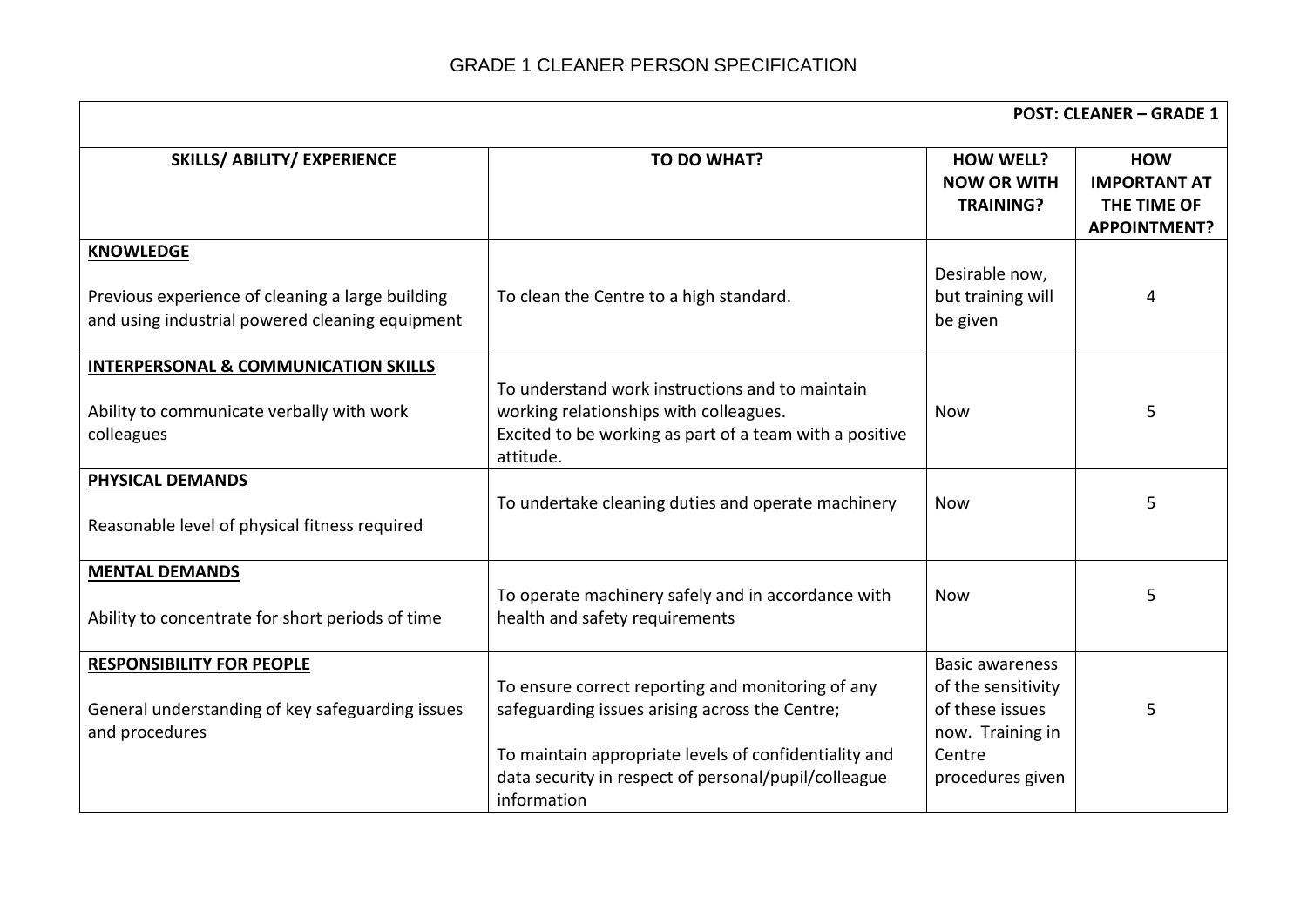# GRADE 1 CLEANER PERSON SPECIFICATION

| **POST: CLEANER – GRADE 1** | | | |
|---|---|---|---|
| **SKILLS/ ABILITY/ EXPERIENCE** | **TO DO WHAT?** | **HOW WELL? NOW OR WITH TRAINING?** | **HOW IMPORTANT AT THE TIME OF APPOINTMENT?** |
| **KNOWLEDGE**<br><br>Previous experience of cleaning a large building and using industrial powered cleaning equipment | To clean the Centre to a high standard. | Desirable now, but training will be given | 4 |
| **INTERPERSONAL & COMMUNICATION SKILLS**<br><br>Ability to communicate verbally with work colleagues | To understand work instructions and to maintain working relationships with colleagues.<br>Excited to be working as part of a team with a positive attitude. | Now | 5 |
| **PHYSICAL DEMANDS**<br><br>Reasonable level of physical fitness required | To undertake cleaning duties and operate machinery | Now | 5 |
| **MENTAL DEMANDS**<br><br>Ability to concentrate for short periods of time | To operate machinery safely and in accordance with health and safety requirements | Now | 5 |
| **RESPONSIBILITY FOR PEOPLE**<br><br>General understanding of key safeguarding issues and procedures | To ensure correct reporting and monitoring of any safeguarding issues arising across the Centre;<br><br>To maintain appropriate levels of confidentiality and data security in respect of personal/pupil/colleague information | Basic awareness of the sensitivity of these issues now. Training in Centre procedures given | 5 |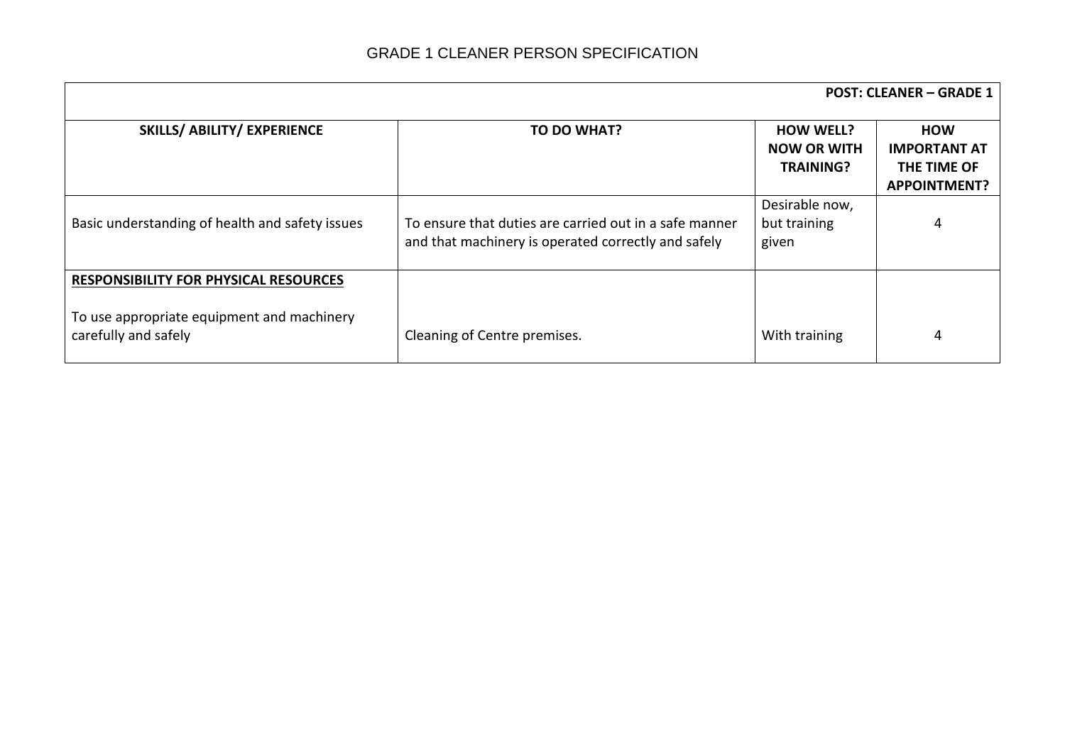GRADE 1 CLEANER PERSON SPECIFICATION

| | | | |
|---|---|---|---|
| | | | **POST: CLEANER – GRADE 1** |
| **SKILLS/ ABILITY/ EXPERIENCE** | **TO DO WHAT?** | **HOW WELL? NOW OR WITH TRAINING?** | **HOW IMPORTANT AT THE TIME OF APPOINTMENT?** |
| Basic understanding of health and safety issues | To ensure that duties are carried out in a safe manner and that machinery is operated correctly and safely | Desirable now, but training given | 4 |
| **RESPONSIBILITY FOR PHYSICAL RESOURCES**<br><br>To use appropriate equipment and machinery carefully and safely | Cleaning of Centre premises. | With training | 4 |